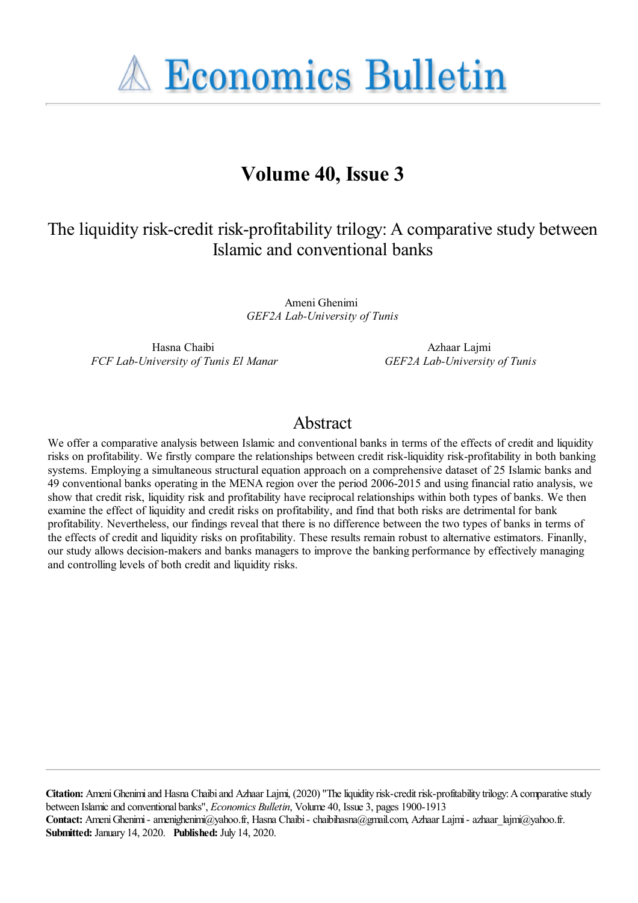# Economics Bulletin

## Volume 40, Issue 3

# The liquidity risk-credit risk-profitability trilogy: A comparative study between Islamic and conventional banks

Ameni Ghenimi
*GEF2A Lab-University of Tunis*

Hasna Chaibi
*FCF Lab-University of Tunis El Manar*

Azhaar Lajmi
*GEF2A Lab-University of Tunis*

## Abstract

We offer a comparative analysis between Islamic and conventional banks in terms of the effects of credit and liquidity risks on profitability. We firstly compare the relationships between credit risk-liquidity risk-profitability in both banking systems. Employing a simultaneous structural equation approach on a comprehensive dataset of 25 Islamic banks and 49 conventional banks operating in the MENA region over the period 2006-2015 and using financial ratio analysis, we show that credit risk, liquidity risk and profitability have reciprocal relationships within both types of banks. We then examine the effect of liquidity and credit risks on profitability, and find that both risks are detrimental for bank profitability. Nevertheless, our findings reveal that there is no difference between the two types of banks in terms of the effects of credit and liquidity risks on profitability. These results remain robust to alternative estimators. Finanlly, our study allows decision-makers and banks managers to improve the banking performance by effectively managing and controlling levels of both credit and liquidity risks.

**Citation:** Ameni Ghenimi and Hasna Chaibi and Azhaar Lajmi, (2020) "The liquidity risk-credit risk-profitability trilogy: A comparative study between Islamic and conventional banks", *Economics Bulletin*, Volume 40, Issue 3, pages 1900-1913
**Contact:** Ameni Ghenimi - amenighenimi@yahoo.fr, Hasna Chaibi - chaibihasna@gmail.com, Azhaar Lajmi - azhaar_lajmi@yahoo.fr.
**Submitted:** January 14, 2020. **Published:** July 14, 2020.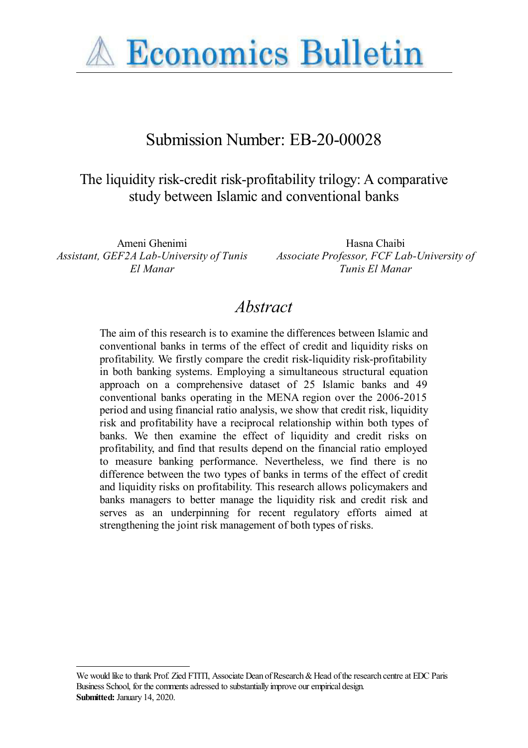# Submission Number: EB-20-00028

## The liquidity risk-credit risk-profitability trilogy: A comparative study between Islamic and conventional banks

Ameni Ghenimi
*Assistant, GEF2A Lab-University of Tunis El Manar*

Hasna Chaibi
*Associate Professor, FCF Lab-University of Tunis El Manar*

## *Abstract*

The aim of this research is to examine the differences between Islamic and conventional banks in terms of the effect of credit and liquidity risks on profitability. We firstly compare the credit risk-liquidity risk-profitability in both banking systems. Employing a simultaneous structural equation approach on a comprehensive dataset of 25 Islamic banks and 49 conventional banks operating in the MENA region over the 2006-2015 period and using financial ratio analysis, we show that credit risk, liquidity risk and profitability have a reciprocal relationship within both types of banks. We then examine the effect of liquidity and credit risks on profitability, and find that results depend on the financial ratio employed to measure banking performance. Nevertheless, we find there is no difference between the two types of banks in terms of the effect of credit and liquidity risks on profitability. This research allows policymakers and banks managers to better manage the liquidity risk and credit risk and serves as an underpinning for recent regulatory efforts aimed at strengthening the joint risk management of both types of risks.

---

We would like to thank Prof. Zied FTITI, Associate Dean of Research & Head of the research centre at EDC Paris Business School, for the comments adressed to substantially improve our empirical design.
**Submitted:** January 14, 2020.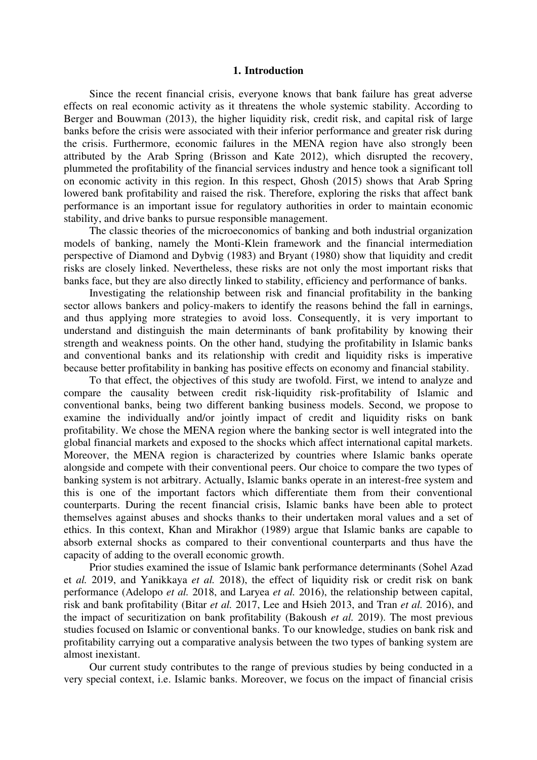## 1. Introduction

Since the recent financial crisis, everyone knows that bank failure has great adverse effects on real economic activity as it threatens the whole systemic stability. According to Berger and Bouwman (2013), the higher liquidity risk, credit risk, and capital risk of large banks before the crisis were associated with their inferior performance and greater risk during the crisis. Furthermore, economic failures in the MENA region have also strongly been attributed by the Arab Spring (Brisson and Kate 2012), which disrupted the recovery, plummeted the profitability of the financial services industry and hence took a significant toll on economic activity in this region. In this respect, Ghosh (2015) shows that Arab Spring lowered bank profitability and raised the risk. Therefore, exploring the risks that affect bank performance is an important issue for regulatory authorities in order to maintain economic stability, and drive banks to pursue responsible management.

The classic theories of the microeconomics of banking and both industrial organization models of banking, namely the Monti-Klein framework and the financial intermediation perspective of Diamond and Dybvig (1983) and Bryant (1980) show that liquidity and credit risks are closely linked. Nevertheless, these risks are not only the most important risks that banks face, but they are also directly linked to stability, efficiency and performance of banks.

Investigating the relationship between risk and financial profitability in the banking sector allows bankers and policy-makers to identify the reasons behind the fall in earnings, and thus applying more strategies to avoid loss. Consequently, it is very important to understand and distinguish the main determinants of bank profitability by knowing their strength and weakness points. On the other hand, studying the profitability in Islamic banks and conventional banks and its relationship with credit and liquidity risks is imperative because better profitability in banking has positive effects on economy and financial stability.

To that effect, the objectives of this study are twofold. First, we intend to analyze and compare the causality between credit risk-liquidity risk-profitability of Islamic and conventional banks, being two different banking business models. Second, we propose to examine the individually and/or jointly impact of credit and liquidity risks on bank profitability. We chose the MENA region where the banking sector is well integrated into the global financial markets and exposed to the shocks which affect international capital markets. Moreover, the MENA region is characterized by countries where Islamic banks operate alongside and compete with their conventional peers. Our choice to compare the two types of banking system is not arbitrary. Actually, Islamic banks operate in an interest-free system and this is one of the important factors which differentiate them from their conventional counterparts. During the recent financial crisis, Islamic banks have been able to protect themselves against abuses and shocks thanks to their undertaken moral values and a set of ethics. In this context, Khan and Mirakhor (1989) argue that Islamic banks are capable to absorb external shocks as compared to their conventional counterparts and thus have the capacity of adding to the overall economic growth.

Prior studies examined the issue of Islamic bank performance determinants (Sohel Azad et *al.* 2019, and Yanikkaya *et al.* 2018), the effect of liquidity risk or credit risk on bank performance (Adelopo *et al.* 2018, and Laryea *et al.* 2016), the relationship between capital, risk and bank profitability (Bitar *et al.* 2017, Lee and Hsieh 2013, and Tran *et al.* 2016), and the impact of securitization on bank profitability (Bakoush *et al.* 2019). The most previous studies focused on Islamic or conventional banks. To our knowledge, studies on bank risk and profitability carrying out a comparative analysis between the two types of banking system are almost inexistant.

Our current study contributes to the range of previous studies by being conducted in a very special context, i.e. Islamic banks. Moreover, we focus on the impact of financial crisis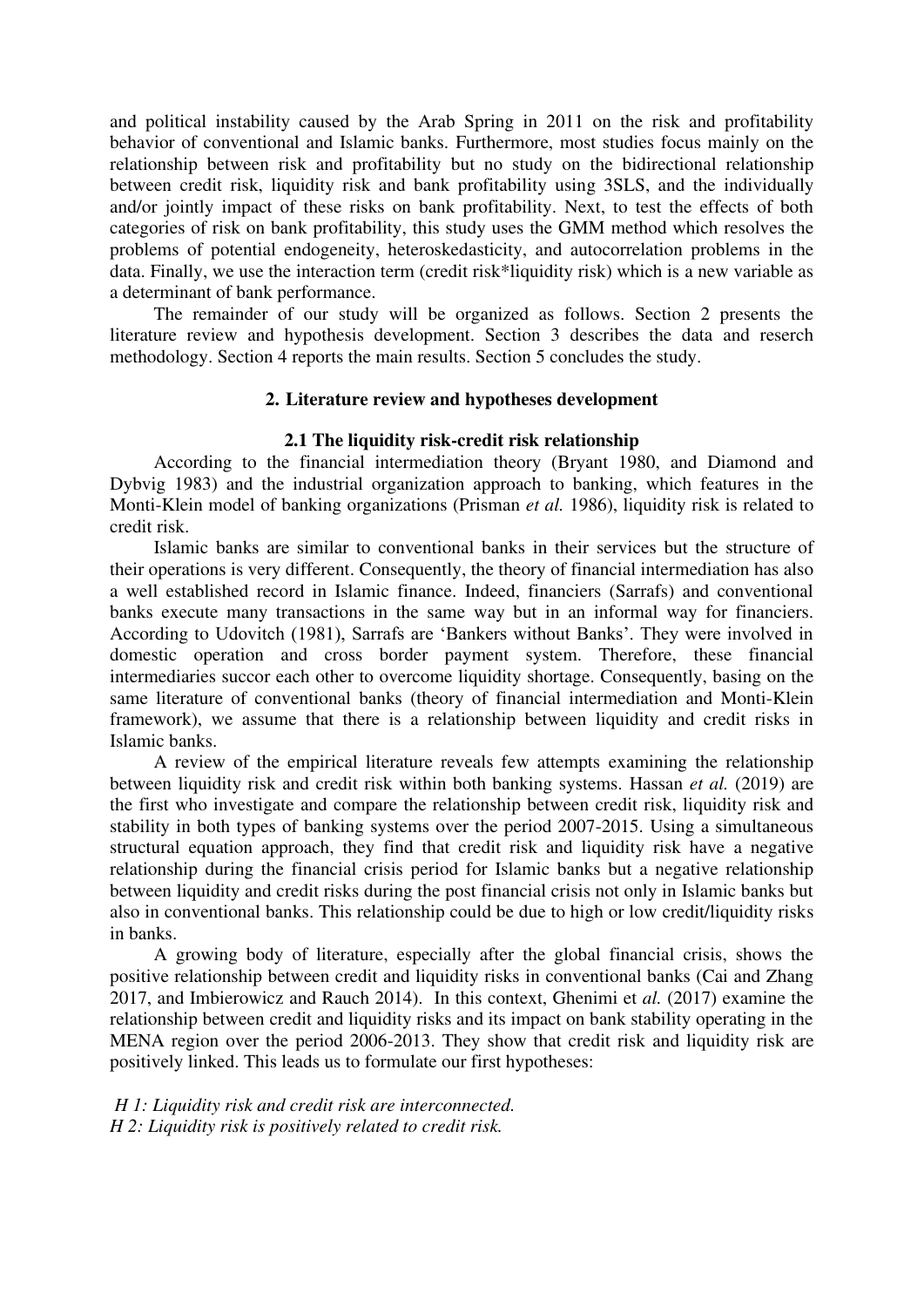and political instability caused by the Arab Spring in 2011 on the risk and profitability behavior of conventional and Islamic banks. Furthermore, most studies focus mainly on the relationship between risk and profitability but no study on the bidirectional relationship between credit risk, liquidity risk and bank profitability using 3SLS, and the individually and/or jointly impact of these risks on bank profitability. Next, to test the effects of both categories of risk on bank profitability, this study uses the GMM method which resolves the problems of potential endogeneity, heteroskedasticity, and autocorrelation problems in the data. Finally, we use the interaction term (credit risk*liquidity risk) which is a new variable as a determinant of bank performance.

The remainder of our study will be organized as follows. Section 2 presents the literature review and hypothesis development. Section 3 describes the data and reserch methodology. Section 4 reports the main results. Section 5 concludes the study.

## 2. Literature review and hypotheses development

### 2.1 The liquidity risk-credit risk relationship

According to the financial intermediation theory (Bryant 1980, and Diamond and Dybvig 1983) and the industrial organization approach to banking, which features in the Monti-Klein model of banking organizations (Prisman *et al.* 1986), liquidity risk is related to credit risk.

Islamic banks are similar to conventional banks in their services but the structure of their operations is very different. Consequently, the theory of financial intermediation has also a well established record in Islamic finance. Indeed, financiers (Sarrafs) and conventional banks execute many transactions in the same way but in an informal way for financiers. According to Udovitch (1981), Sarrafs are 'Bankers without Banks'. They were involved in domestic operation and cross border payment system. Therefore, these financial intermediaries succor each other to overcome liquidity shortage. Consequently, basing on the same literature of conventional banks (theory of financial intermediation and Monti-Klein framework), we assume that there is a relationship between liquidity and credit risks in Islamic banks.

A review of the empirical literature reveals few attempts examining the relationship between liquidity risk and credit risk within both banking systems. Hassan *et al.* (2019) are the first who investigate and compare the relationship between credit risk, liquidity risk and stability in both types of banking systems over the period 2007-2015. Using a simultaneous structural equation approach, they find that credit risk and liquidity risk have a negative relationship during the financial crisis period for Islamic banks but a negative relationship between liquidity and credit risks during the post financial crisis not only in Islamic banks but also in conventional banks. This relationship could be due to high or low credit/liquidity risks in banks.

A growing body of literature, especially after the global financial crisis, shows the positive relationship between credit and liquidity risks in conventional banks (Cai and Zhang 2017, and Imbierowicz and Rauch 2014). In this context, Ghenimi et *al.* (2017) examine the relationship between credit and liquidity risks and its impact on bank stability operating in the MENA region over the period 2006-2013. They show that credit risk and liquidity risk are positively linked. This leads us to formulate our first hypotheses:

*H 1: Liquidity risk and credit risk are interconnected.*
*H 2: Liquidity risk is positively related to credit risk.*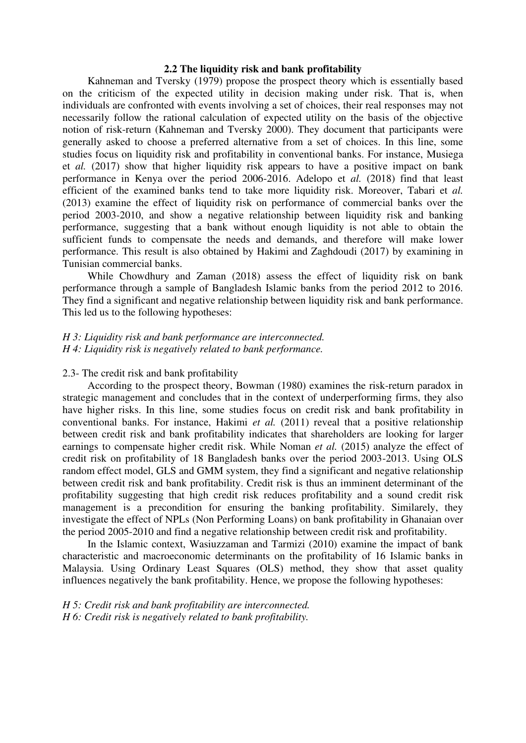### 2.2 The liquidity risk and bank profitability

Kahneman and Tversky (1979) propose the prospect theory which is essentially based on the criticism of the expected utility in decision making under risk. That is, when individuals are confronted with events involving a set of choices, their real responses may not necessarily follow the rational calculation of expected utility on the basis of the objective notion of risk-return (Kahneman and Tversky 2000). They document that participants were generally asked to choose a preferred alternative from a set of choices. In this line, some studies focus on liquidity risk and profitability in conventional banks. For instance, Musiega et *al.* (2017) show that higher liquidity risk appears to have a positive impact on bank performance in Kenya over the period 2006-2016. Adelopo et *al.* (2018) find that least efficient of the examined banks tend to take more liquidity risk. Moreover, Tabari et *al.* (2013) examine the effect of liquidity risk on performance of commercial banks over the period 2003-2010, and show a negative relationship between liquidity risk and banking performance, suggesting that a bank without enough liquidity is not able to obtain the sufficient funds to compensate the needs and demands, and therefore will make lower performance. This result is also obtained by Hakimi and Zaghdoudi (2017) by examining in Tunisian commercial banks.

While Chowdhury and Zaman (2018) assess the effect of liquidity risk on bank performance through a sample of Bangladesh Islamic banks from the period 2012 to 2016. They find a significant and negative relationship between liquidity risk and bank performance. This led us to the following hypotheses:

*H 3: Liquidity risk and bank performance are interconnected.*
*H 4: Liquidity risk is negatively related to bank performance.*

### 2.3- The credit risk and bank profitability

According to the prospect theory, Bowman (1980) examines the risk-return paradox in strategic management and concludes that in the context of underperforming firms, they also have higher risks. In this line, some studies focus on credit risk and bank profitability in conventional banks. For instance, Hakimi *et al.* (2011) reveal that a positive relationship between credit risk and bank profitability indicates that shareholders are looking for larger earnings to compensate higher credit risk. While Noman *et al.* (2015) analyze the effect of credit risk on profitability of 18 Bangladesh banks over the period 2003-2013. Using OLS random effect model, GLS and GMM system, they find a significant and negative relationship between credit risk and bank profitability. Credit risk is thus an imminent determinant of the profitability suggesting that high credit risk reduces profitability and a sound credit risk management is a precondition for ensuring the banking profitability. Similarely, they investigate the effect of NPLs (Non Performing Loans) on bank profitability in Ghanaian over the period 2005-2010 and find a negative relationship between credit risk and profitability.

In the Islamic context, Wasiuzzaman and Tarmizi (2010) examine the impact of bank characteristic and macroeconomic determinants on the profitability of 16 Islamic banks in Malaysia. Using Ordinary Least Squares (OLS) method, they show that asset quality influences negatively the bank profitability. Hence, we propose the following hypotheses:

*H 5: Credit risk and bank profitability are interconnected.*
*H 6: Credit risk is negatively related to bank profitability.*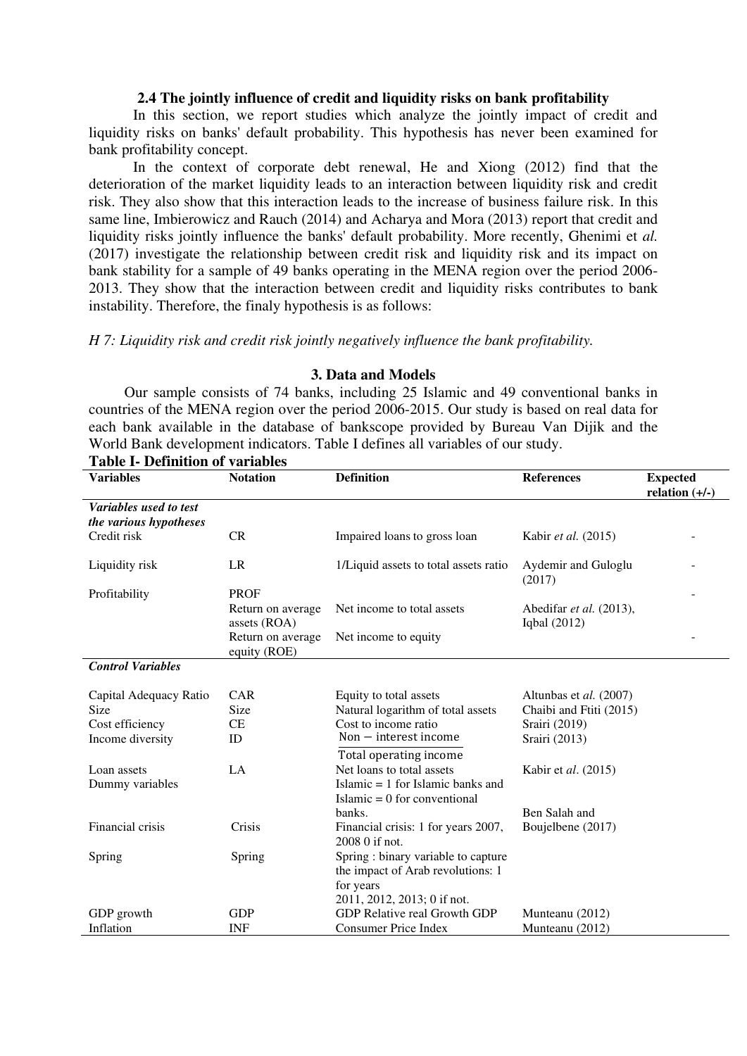### 2.4 The jointly influence of credit and liquidity risks on bank profitability

In this section, we report studies which analyze the jointly impact of credit and liquidity risks on banks' default probability. This hypothesis has never been examined for bank profitability concept.

In the context of corporate debt renewal, He and Xiong (2012) find that the deterioration of the market liquidity leads to an interaction between liquidity risk and credit risk. They also show that this interaction leads to the increase of business failure risk. In this same line, Imbierowicz and Rauch (2014) and Acharya and Mora (2013) report that credit and liquidity risks jointly influence the banks' default probability. More recently, Ghenimi et *al.* (2017) investigate the relationship between credit risk and liquidity risk and its impact on bank stability for a sample of 49 banks operating in the MENA region over the period 2006-2013. They show that the interaction between credit and liquidity risks contributes to bank instability. Therefore, the finaly hypothesis is as follows:

*H 7: Liquidity risk and credit risk jointly negatively influence the bank profitability.*

## 3. Data and Models

Our sample consists of 74 banks, including 25 Islamic and 49 conventional banks in countries of the MENA region over the period 2006-2015. Our study is based on real data for each bank available in the database of bankscope provided by Bureau Van Dijik and the World Bank development indicators. Table I defines all variables of our study.

**Table I- Definition of variables**

| Variables | Notation | Definition | References | Expected relation (+/-) |
|---|---|---|---|---|
| ***Variables used to test the various hypotheses*** | | | | |
| Credit risk | CR | Impaired loans to gross loan | Kabir *et al.* (2015) | - |
| Liquidity risk | LR | 1/Liquid assets to total assets ratio | Aydemir and Guloglu (2017) | - |
| Profitability | PROF | | | - |
| | Return on average assets (ROA) | Net income to total assets | Abedifar *et al.* (2013), Iqbal (2012) | |
| | Return on average equity (ROE) | Net income to equity | | - |
| ***Control Variables*** | | | | |
| Capital Adequacy Ratio | CAR | Equity to total assets | Altunbas et *al.* (2007) | |
| Size | Size | Natural logarithm of total assets | Chaibi and Ftiti (2015) | |
| Cost efficiency | CE | Cost to income ratio | Srairi (2019) | |
| Income diversity | ID | $\frac{\text{Non}-\text{interest income}}{\text{Total operating income}}$ | Srairi (2013) | |
| Loan assets | LA | Net loans to total assets | Kabir et *al*. (2015) | |
| Dummy variables | | Islamic = 1 for Islamic banks and Islamic = 0 for conventional banks. | | |
| Financial crisis | Crisis | Financial crisis: 1 for years 2007, 2008 0 if not. | Ben Salah and Boujelbene (2017) | |
| Spring | Spring | Spring : binary variable to capture the impact of Arab revolutions: 1 for years 2011, 2012, 2013; 0 if not. | | |
| GDP growth | GDP | GDP Relative real Growth GDP | Munteanu (2012) | |
| Inflation | INF | Consumer Price Index | Munteanu (2012) | |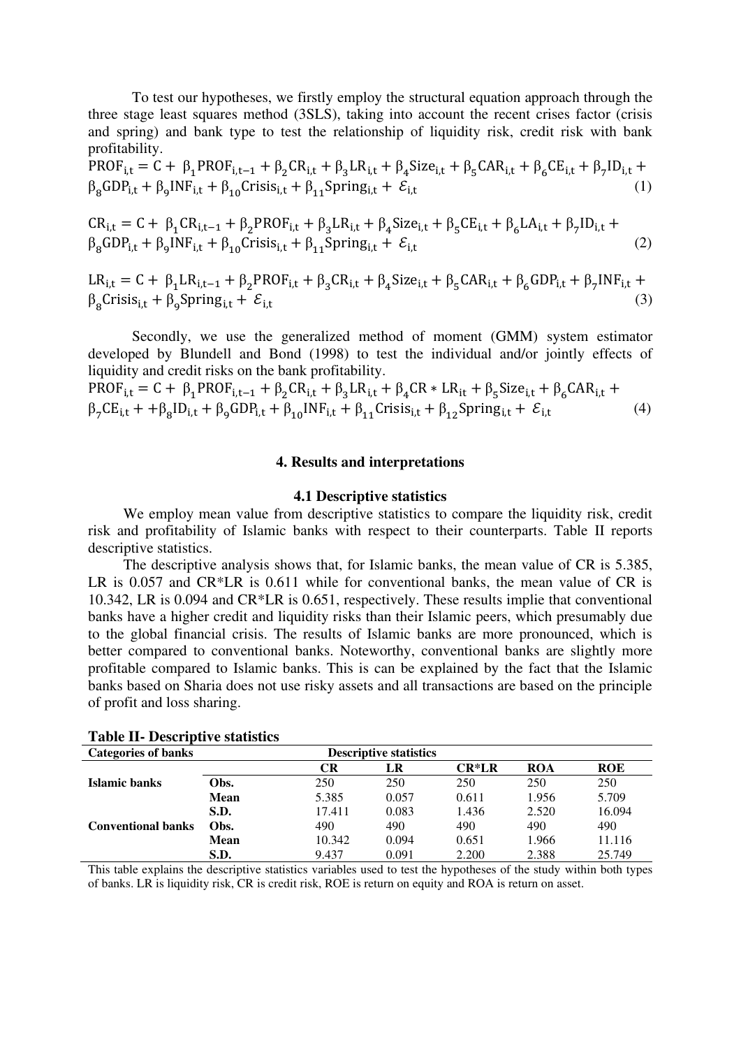To test our hypotheses, we firstly employ the structural equation approach through the three stage least squares method (3SLS), taking into account the recent crises factor (crisis and spring) and bank type to test the relationship of liquidity risk, credit risk with bank profitability.

$$\mathrm{PROF}_{i,t} = C + \beta_1 \mathrm{PROF}_{i,t-1} + \beta_2 \mathrm{CR}_{i,t} + \beta_3 \mathrm{LR}_{i,t} + \beta_4 \mathrm{Size}_{i,t} + \beta_5 \mathrm{CAR}_{i,t} + \beta_6 \mathrm{CE}_{i,t} + \beta_7 \mathrm{ID}_{i,t} + \beta_8 \mathrm{GDP}_{i,t} + \beta_9 \mathrm{INF}_{i,t} + \beta_{10} \mathrm{Crisis}_{i,t} + \beta_{11} \mathrm{Spring}_{i,t} + \mathcal{E}_{i,t} \quad (1)$$

$$\mathrm{CR}_{i,t} = C + \beta_1 \mathrm{CR}_{i,t-1} + \beta_2 \mathrm{PROF}_{i,t} + \beta_3 \mathrm{LR}_{i,t} + \beta_4 \mathrm{Size}_{i,t} + \beta_5 \mathrm{CE}_{i,t} + \beta_6 \mathrm{LA}_{i,t} + \beta_7 \mathrm{ID}_{i,t} + \beta_8 \mathrm{GDP}_{i,t} + \beta_9 \mathrm{INF}_{i,t} + \beta_{10} \mathrm{Crisis}_{i,t} + \beta_{11} \mathrm{Spring}_{i,t} + \mathcal{E}_{i,t} \quad (2)$$

$$\mathrm{LR}_{i,t} = C + \beta_1 \mathrm{LR}_{i,t-1} + \beta_2 \mathrm{PROF}_{i,t} + \beta_3 \mathrm{CR}_{i,t} + \beta_4 \mathrm{Size}_{i,t} + \beta_5 \mathrm{CAR}_{i,t} + \beta_6 \mathrm{GDP}_{i,t} + \beta_7 \mathrm{INF}_{i,t} + \beta_8 \mathrm{Crisis}_{i,t} + \beta_9 \mathrm{Spring}_{i,t} + \mathcal{E}_{i,t} \quad (3)$$

Secondly, we use the generalized method of moment (GMM) system estimator developed by Blundell and Bond (1998) to test the individual and/or jointly effects of liquidity and credit risks on the bank profitability.

$$\mathrm{PROF}_{i,t} = C + \beta_1 \mathrm{PROF}_{i,t-1} + \beta_2 \mathrm{CR}_{i,t} + \beta_3 \mathrm{LR}_{i,t} + \beta_4 \mathrm{CR} * \mathrm{LR}_{it} + \beta_5 \mathrm{Size}_{i,t} + \beta_6 \mathrm{CAR}_{i,t} + \beta_7 \mathrm{CE}_{i,t} + +\beta_8 \mathrm{ID}_{i,t} + \beta_9 \mathrm{GDP}_{i,t} + \beta_{10} \mathrm{INF}_{i,t} + \beta_{11} \mathrm{Crisis}_{i,t} + \beta_{12} \mathrm{Spring}_{i,t} + \mathcal{E}_{i,t} \quad (4)$$

## 4. Results and interpretations

### 4.1 Descriptive statistics

We employ mean value from descriptive statistics to compare the liquidity risk, credit risk and profitability of Islamic banks with respect to their counterparts. Table II reports descriptive statistics.

The descriptive analysis shows that, for Islamic banks, the mean value of CR is 5.385, LR is 0.057 and CR*LR is 0.611 while for conventional banks, the mean value of CR is 10.342, LR is 0.094 and CR*LR is 0.651, respectively. These results implie that conventional banks have a higher credit and liquidity risks than their Islamic peers, which presumably due to the global financial crisis. The results of Islamic banks are more pronounced, which is better compared to conventional banks. Noteworthy, conventional banks are slightly more profitable compared to Islamic banks. This is can be explained by the fact that the Islamic banks based on Sharia does not use risky assets and all transactions are based on the principle of profit and loss sharing.

**Table II- Descriptive statistics**

| Categories of banks | | Descriptive statistics | | | | |
|---|---|---|---|---|---|---|
| | | **CR** | **LR** | **CR*LR** | **ROA** | **ROE** |
| **Islamic banks** | **Obs.** | 250 | 250 | 250 | 250 | 250 |
| | **Mean** | 5.385 | 0.057 | 0.611 | 1.956 | 5.709 |
| | **S.D.** | 17.411 | 0.083 | 1.436 | 2.520 | 16.094 |
| **Conventional banks** | **Obs.** | 490 | 490 | 490 | 490 | 490 |
| | **Mean** | 10.342 | 0.094 | 0.651 | 1.966 | 11.116 |
| | **S.D.** | 9.437 | 0.091 | 2.200 | 2.388 | 25.749 |

This table explains the descriptive statistics variables used to test the hypotheses of the study within both types of banks. LR is liquidity risk, CR is credit risk, ROE is return on equity and ROA is return on asset.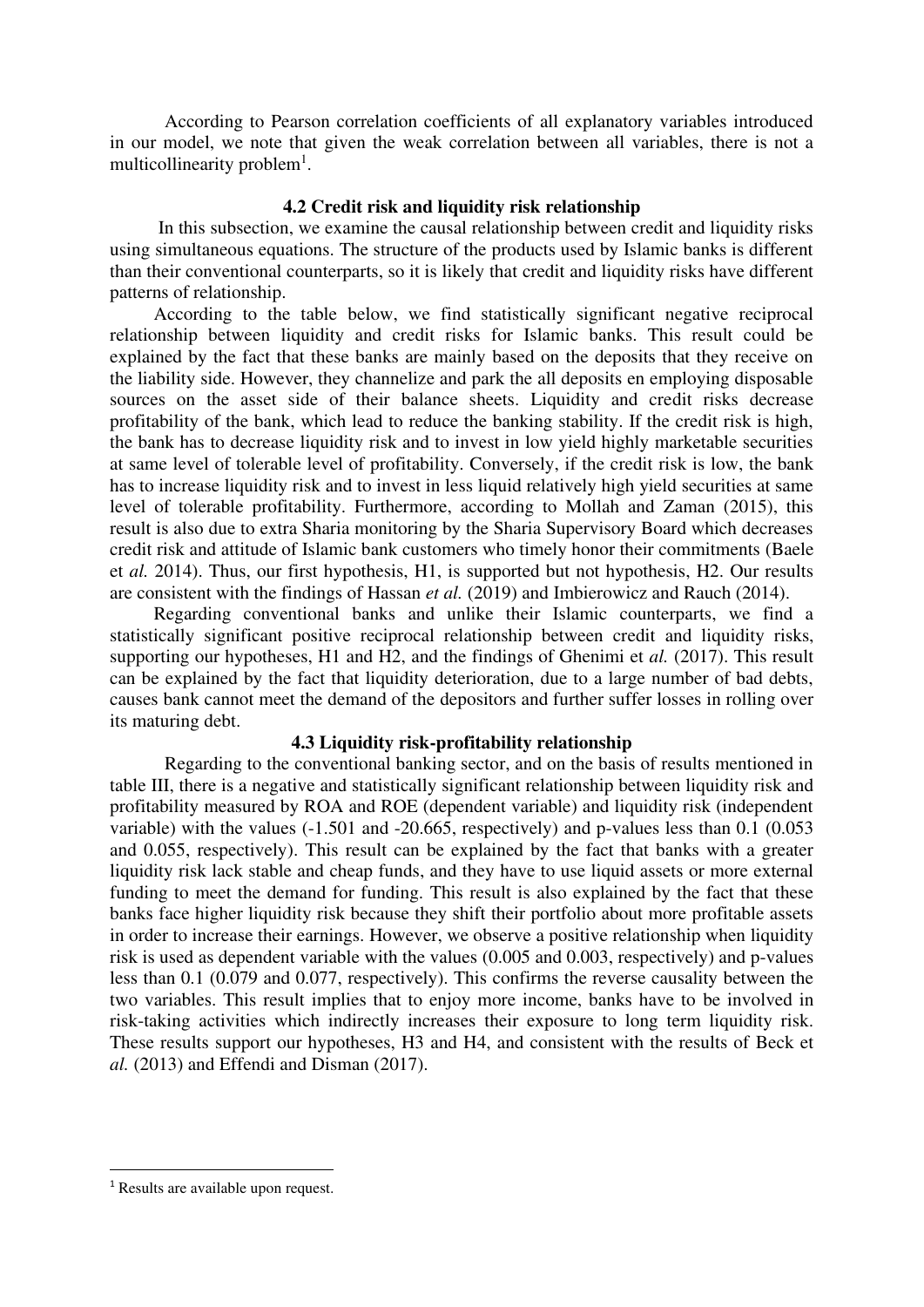According to Pearson correlation coefficients of all explanatory variables introduced in our model, we note that given the weak correlation between all variables, there is not a multicollinearity problem[1].

### 4.2 Credit risk and liquidity risk relationship

In this subsection, we examine the causal relationship between credit and liquidity risks using simultaneous equations. The structure of the products used by Islamic banks is different than their conventional counterparts, so it is likely that credit and liquidity risks have different patterns of relationship.

According to the table below, we find statistically significant negative reciprocal relationship between liquidity and credit risks for Islamic banks. This result could be explained by the fact that these banks are mainly based on the deposits that they receive on the liability side. However, they channelize and park the all deposits en employing disposable sources on the asset side of their balance sheets. Liquidity and credit risks decrease profitability of the bank, which lead to reduce the banking stability. If the credit risk is high, the bank has to decrease liquidity risk and to invest in low yield highly marketable securities at same level of tolerable level of profitability. Conversely, if the credit risk is low, the bank has to increase liquidity risk and to invest in less liquid relatively high yield securities at same level of tolerable profitability. Furthermore, according to Mollah and Zaman (2015), this result is also due to extra Sharia monitoring by the Sharia Supervisory Board which decreases credit risk and attitude of Islamic bank customers who timely honor their commitments (Baele et *al.* 2014). Thus, our first hypothesis, H1, is supported but not hypothesis, H2. Our results are consistent with the findings of Hassan *et al.* (2019) and Imbierowicz and Rauch (2014).

Regarding conventional banks and unlike their Islamic counterparts, we find a statistically significant positive reciprocal relationship between credit and liquidity risks, supporting our hypotheses, H1 and H2, and the findings of Ghenimi et *al.* (2017). This result can be explained by the fact that liquidity deterioration, due to a large number of bad debts, causes bank cannot meet the demand of the depositors and further suffer losses in rolling over its maturing debt.

### 4.3 Liquidity risk-profitability relationship

Regarding to the conventional banking sector, and on the basis of results mentioned in table III, there is a negative and statistically significant relationship between liquidity risk and profitability measured by ROA and ROE (dependent variable) and liquidity risk (independent variable) with the values (-1.501 and -20.665, respectively) and p-values less than 0.1 (0.053 and 0.055, respectively). This result can be explained by the fact that banks with a greater liquidity risk lack stable and cheap funds, and they have to use liquid assets or more external funding to meet the demand for funding. This result is also explained by the fact that these banks face higher liquidity risk because they shift their portfolio about more profitable assets in order to increase their earnings. However, we observe a positive relationship when liquidity risk is used as dependent variable with the values (0.005 and 0.003, respectively) and p-values less than 0.1 (0.079 and 0.077, respectively). This confirms the reverse causality between the two variables. This result implies that to enjoy more income, banks have to be involved in risk-taking activities which indirectly increases their exposure to long term liquidity risk. These results support our hypotheses, H3 and H4, and consistent with the results of Beck et *al.* (2013) and Effendi and Disman (2017).

---

[1] Results are available upon request.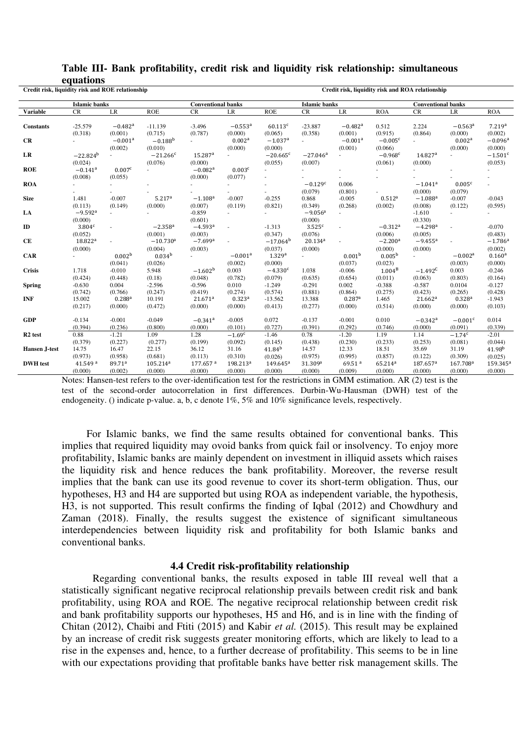**Table III- Bank profitability, credit risk and liquidity risk relationship: simultaneous equations**

| | Credit risk, liquidity risk and ROE relationship | | | | | | Credit risk, liquidity risk and ROA relationship | | | | | |
|---|---|---|---|---|---|---|---|---|---|---|---|---|
| | Islamic banks | | | Conventional banks | | | Islamic banks | | | Conventional banks | | |
| **Variable** | CR | LR | ROE | CR | LR | ROE | CR | LR | ROA | CR | LR | ROA |
| **Constants** | -25.579 | $-0.482^{a}$ | -11.139 | -3.496 | $-0.553^{a}$ | $60.113^{c}$ | -23.887 | $-0.482^{a}$ | 0.512 | 2.224 | $-0.563^{a}$ | $7.219^{a}$ |
| | (0.318) | (0.001) | (0.715) | (0.787) | (0.000) | (0.065) | (0.358) | (0.001) | (0.915) | (0.864) | (0.000) | (0.002) |
| **CR** | - | $-0.001^{a}$ | $-0.188^{b}$ | - | $0.002^{a}$ | $-1.037^{a}$ | - | $-0.001^{a}$ | $-0.005^{c}$ | - | $0.002^{a}$ | $-0.096^{a}$ |
| | | (0.002) | (0.010) | | (0.000) | (0.000) | | (0.001) | (0.066) | | (0.000) | (0.000) |
| **LR** | $-22.824^{b}$ | - | $-21.266^{c}$ | $15.287^{a}$ | - | $-20.665^{c}$ | $-27.046^{a}$ | - | $-0.968^{c}$ | $14.827^{a}$ | - | $-1.501^{c}$ |
| | (0.024) | | (0.076) | (0.000) | | (0.055) | (0.007) | | (0.061) | (0.000) | | (0.053) |
| **ROE** | $-0.141^{a}$ | $0.007^{c}$ | - | $-0.082^{a}$ | $0.003^{c}$ | - | - | - | - | - | - | - |
| | (0.008) | (0.055) | | (0.000) | (0.077) | - | - | - | - | - | - | - |
| **ROA** | - | - | - | - | - | - | $-0.129^{c}$ | 0.006 | | $-1.041^{a}$ | $0.005^{c}$ | - |
| | - | - | - | - | - | - | (0.079) | (0.801) | - | (0.000) | (0.079) | - |
| **Size** | 1.481 | -0.007 | $5.217^{a}$ | $-1.108^{a}$ | -0.007 | -0.255 | 0.868 | -0.005 | $0.512^{a}$ | $-1.088^{a}$ | -0.007 | -0.043 |
| | (0.113) | (0.149) | (0.000) | (0.007) | (0.119) | (0.821) | (0.349) | (0.268) | (0.002) | (0.008) | (0.122) | (0.595) |
| **LA** | $-9.592^{a}$ | - | - | -0.859 | - | - | $-9.056^{a}$ | - | | -1.610 | - | - |
| | (0.000) | | | (0.601) | | | (0.000) | | | (0.330) | | |
| **ID** | $3.804^{c}$ | - | $-2.358^{a}$ | $-4.593^{a}$ | - | -1.313 | $3.525^{c}$ | - | $-0.312^{a}$ | $-4.298^{a}$ | - | -0.070 |
| | (0.052) | | (0.001) | (0.003) | | (0.347) | (0.076) | | (0.006) | (0.005) | | (0.483) |
| **CE** | $18.822^{a}$ | - | $-10.730^{a}$ | $-7.699^{a}$ | - | $-17.064^{b}$ | $20.134^{a}$ | - | $-2.200^{a}$ | $-9.455^{a}$ | - | $-1.786^{a}$ |
| | (0.000) | | (0.004) | (0.003) | | (0.037) | (0.000) | | (0.000) | (0.000) | | (0.002) |
| **CAR** | - | $0.002^{b}$ | $0.034^{b}$ | - | $-0.001^{a}$ | $1.329^{a}$ | - | $0.001^{b}$ | $0.005^{b}$ | - | $-0.002^{a}$ | $0.160^{a}$ |
| | | (0.041) | (0.026) | | (0.002) | (0.000) | | (0.037) | (0.023) | | (0.003) | (0.000) |
| **Crisis** | 1.718 | -0.010 | 5.948 | $-1.602^{b}$ | 0.003 | $-4.330^{c}$ | 1.038 | -0.006 | $1.004^{B}$ | $-1.492^{C}$ | 0.003 | -0.246 |
| | (0.424) | (0.448) | (0.18) | (0.048) | (0.782) | (0.079) | (0.635) | (0.654) | (0.011) | (0.063) | (0.803) | (0.164) |
| **Spring** | -0.630 | 0.004 | -2.596 | -0.596 | 0.010 | -1.249 | -0.291 | 0.002 | -0.388 | -0.587 | 0.0104 | -0.127 |
| | (0.742) | (0.766) | (0.247) | (0.419) | (0.274) | (0.574) | (0.881) | (0.864) | (0.275) | (0.423) | (0.265) | (0.428) |
| **INF** | 15.002 | $0.288^{a}$ | 10.191 | $21.671^{a}$ | $0.323^{a}$ | -13.562 | 13.388 | $0.287^{a}$ | 1.465 | $21.662^{a}$ | $0.328^{a}$ | -1.943 |
| | (0.217) | (0.000) | (0.472) | (0.000) | (0.000) | (0.413) | (0.277) | (0.000) | (0.514) | (0.000) | (0.000) | (0.103) |
| **GDP** | -0.134 | -0.001 | -0.049 | $-0.341^{a}$ | -0.005 | 0.072 | -0.137 | -0.001 | 0.010 | $-0.342^{a}$ | $-0.001^{c}$ | 0.014 |
| | (0.394) | (0.236) | (0.800) | (0.000) | (0.101) | (0.727) | (0.391) | (0.292) | (0.746) | (0.000) | (0.091) | (0.339) |
| **R2 test** | 0.88 | -1.21 | 1.09 | 1.28 | $-1.69^{c}$ | -1.46 | 0.78 | -1.20 | 1.19 | 1.14 | $-1.74^{c}$ | -2.01 |
| | (0.379) | (0.227) | (0.277) | (0.199) | (0.092) | (0.145) | (0.438) | (0.230) | (0.233) | (0.253) | (0.081) | (0.044) |
| **Hansen J-test** | 14.75 | 16.47 | 22.15 | 36.12 | 31.16 | $41.84^{b}$ | 14.57 | 12.33 | 18.51 | 35.69 | 31.19 | $41.98^{b}$ |
| | (0.973) | (0.958) | (0.681) | (0.113) | (0.310) | (0.026) | (0.975) | (0.995) | (0.857) | (0.122) | (0.309) | (0.025) |
| **DWH test** | $41.549^{a}$ | $89.71^{a}$ | $105.214^{a}$ | $177.657^{a}$ | $198.213^{a}$ | $149.645^{a}$ | $31.309^{a}$ | $69.51^{a}$ | $65.214^{a}$ | $187.657^{a}$ | $167.708^{a}$ | $159.345^{a}$ |
| | (0.000) | (0.002) | (0.000) | (0.000) | (0.000) | (0.000) | (0.000) | (0.009) | (0.000) | (0.000) | (0.000) | (0.000) |

Notes: Hansen-test refers to the over-identification test for the restrictions in GMM estimation. AR (2) test is the test of the second-order autocorrelation in first differences. Durbin-Wu-Hausman (DWH) test of the endogeneity. () indicate p-value. a, b, c denote 1%, 5% and 10% significance levels, respectively.

For Islamic banks, we find the same results obtained for conventional banks. This implies that required liquidity may ovoid banks from quick fail or insolvency. To enjoy more profitability, Islamic banks are mainly dependent on investment in illiquid assets which raises the liquidity risk and hence reduces the bank profitability. Moreover, the reverse result implies that the bank can use its good revenue to cover its short-term obligation. Thus, our hypotheses, H3 and H4 are supported but using ROA as independent variable, the hypothesis, H3, is not supported. This result confirms the finding of Iqbal (2012) and Chowdhury and Zaman (2018). Finally, the results suggest the existence of significant simultaneous interdependencies between liquidity risk and profitability for both Islamic banks and conventional banks.

### 4.4 Credit risk-profitability relationship

Regarding conventional banks, the results exposed in table III reveal well that a statistically significant negative reciprocal relationship prevails between credit risk and bank profitability, using ROA and ROE. The negative reciprocal relationship between credit risk and bank profitability supports our hypotheses, H5 and H6, and is in line with the finding of Chitan (2012), Chaibi and Ftiti (2015) and Kabir *et al.* (2015). This result may be explained by an increase of credit risk suggests greater monitoring efforts, which are likely to lead to a rise in the expenses and, hence, to a further decrease of profitability. This seems to be in line with our expectations providing that profitable banks have better risk management skills. The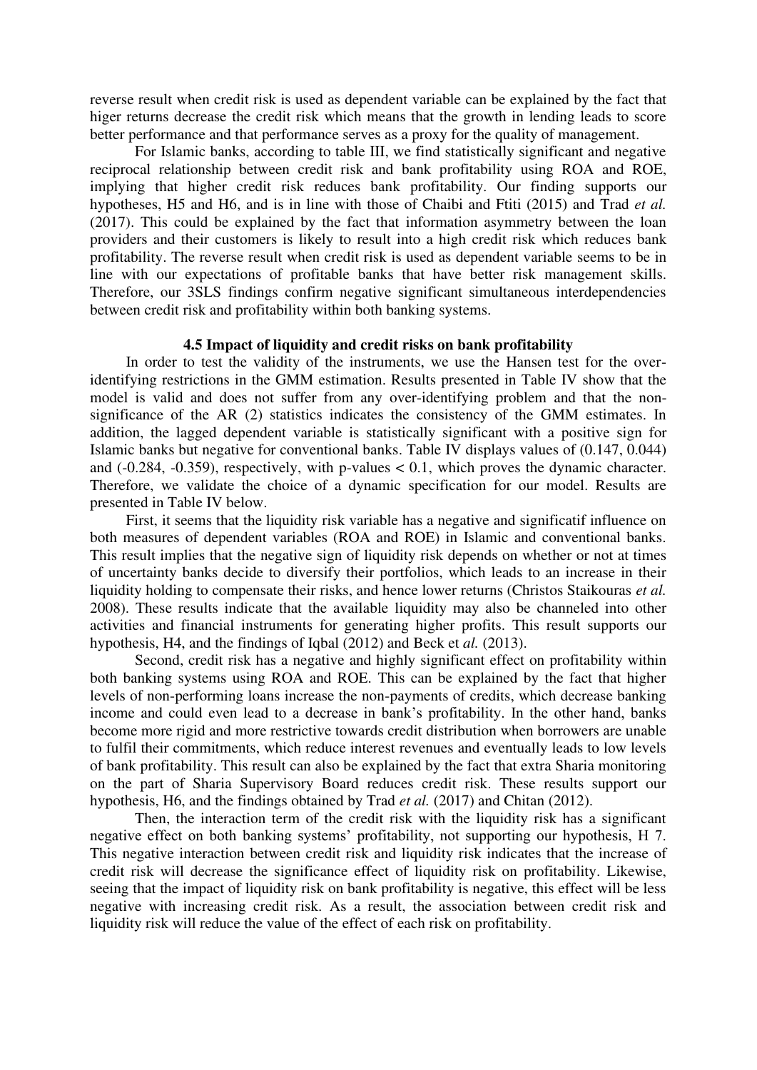reverse result when credit risk is used as dependent variable can be explained by the fact that higer returns decrease the credit risk which means that the growth in lending leads to score better performance and that performance serves as a proxy for the quality of management.

For Islamic banks, according to table III, we find statistically significant and negative reciprocal relationship between credit risk and bank profitability using ROA and ROE, implying that higher credit risk reduces bank profitability. Our finding supports our hypotheses, H5 and H6, and is in line with those of Chaibi and Ftiti (2015) and Trad *et al.* (2017). This could be explained by the fact that information asymmetry between the loan providers and their customers is likely to result into a high credit risk which reduces bank profitability. The reverse result when credit risk is used as dependent variable seems to be in line with our expectations of profitable banks that have better risk management skills. Therefore, our 3SLS findings confirm negative significant simultaneous interdependencies between credit risk and profitability within both banking systems.

### 4.5 Impact of liquidity and credit risks on bank profitability

In order to test the validity of the instruments, we use the Hansen test for the over-identifying restrictions in the GMM estimation. Results presented in Table IV show that the model is valid and does not suffer from any over-identifying problem and that the non-significance of the AR (2) statistics indicates the consistency of the GMM estimates. In addition, the lagged dependent variable is statistically significant with a positive sign for Islamic banks but negative for conventional banks. Table IV displays values of (0.147, 0.044) and (-0.284, -0.359), respectively, with p-values < 0.1, which proves the dynamic character. Therefore, we validate the choice of a dynamic specification for our model. Results are presented in Table IV below.

First, it seems that the liquidity risk variable has a negative and significatif influence on both measures of dependent variables (ROA and ROE) in Islamic and conventional banks. This result implies that the negative sign of liquidity risk depends on whether or not at times of uncertainty banks decide to diversify their portfolios, which leads to an increase in their liquidity holding to compensate their risks, and hence lower returns (Christos Staikouras *et al.* 2008). These results indicate that the available liquidity may also be channeled into other activities and financial instruments for generating higher profits. This result supports our hypothesis, H4, and the findings of Iqbal (2012) and Beck et *al.* (2013).

Second, credit risk has a negative and highly significant effect on profitability within both banking systems using ROA and ROE. This can be explained by the fact that higher levels of non-performing loans increase the non-payments of credits, which decrease banking income and could even lead to a decrease in bank's profitability. In the other hand, banks become more rigid and more restrictive towards credit distribution when borrowers are unable to fulfil their commitments, which reduce interest revenues and eventually leads to low levels of bank profitability. This result can also be explained by the fact that extra Sharia monitoring on the part of Sharia Supervisory Board reduces credit risk. These results support our hypothesis, H6, and the findings obtained by Trad *et al.* (2017) and Chitan (2012).

Then, the interaction term of the credit risk with the liquidity risk has a significant negative effect on both banking systems' profitability, not supporting our hypothesis, H 7. This negative interaction between credit risk and liquidity risk indicates that the increase of credit risk will decrease the significance effect of liquidity risk on profitability. Likewise, seeing that the impact of liquidity risk on bank profitability is negative, this effect will be less negative with increasing credit risk. As a result, the association between credit risk and liquidity risk will reduce the value of the effect of each risk on profitability.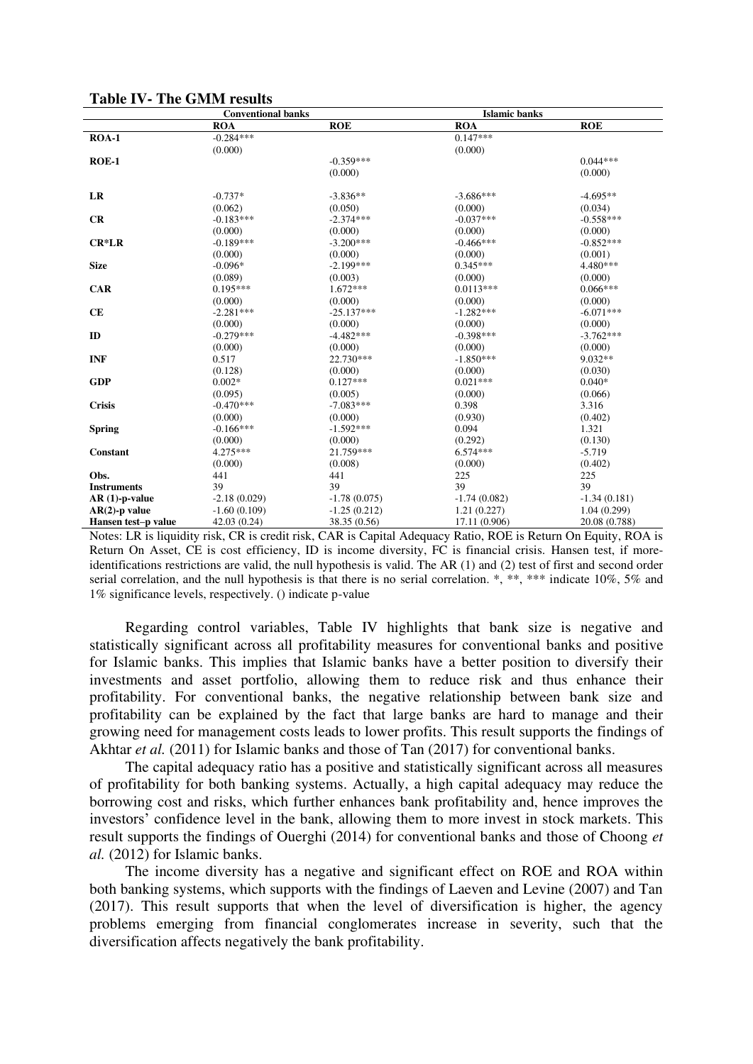**Table IV- The GMM results**

| | Conventional banks | | Islamic banks | |
|---|---|---|---|---|
| | **ROA** | **ROE** | **ROA** | **ROE** |
| **ROA-1** | -0.284*** | | 0.147*** | |
| | (0.000) | | (0.000) | |
| **ROE-1** | | -0.359*** | | 0.044*** |
| | | (0.000) | | (0.000) |
| **LR** | -0.737* | -3.836** | -3.686*** | -4.695** |
| | (0.062) | (0.050) | (0.000) | (0.034) |
| **CR** | -0.183*** | -2.374*** | -0.037*** | -0.558*** |
| | (0.000) | (0.000) | (0.000) | (0.000) |
| **CR*LR** | -0.189*** | -3.200*** | -0.466*** | -0.852*** |
| | (0.000) | (0.000) | (0.000) | (0.001) |
| **Size** | -0.096* | -2.199*** | 0.345*** | 4.480*** |
| | (0.089) | (0.003) | (0.000) | (0.000) |
| **CAR** | 0.195*** | 1.672*** | 0.0113*** | 0.066*** |
| | (0.000) | (0.000) | (0.000) | (0.000) |
| **CE** | -2.281*** | -25.137*** | -1.282*** | -6.071*** |
| | (0.000) | (0.000) | (0.000) | (0.000) |
| **ID** | -0.279*** | -4.482*** | -0.398*** | -3.762*** |
| | (0.000) | (0.000) | (0.000) | (0.000) |
| **INF** | 0.517 | 22.730*** | -1.850*** | 9.032** |
| | (0.128) | (0.000) | (0.000) | (0.030) |
| **GDP** | 0.002* | 0.127*** | 0.021*** | 0.040* |
| | (0.095) | (0.005) | (0.000) | (0.066) |
| **Crisis** | -0.470*** | -7.083*** | 0.398 | 3.316 |
| | (0.000) | (0.000) | (0.930) | (0.402) |
| **Spring** | -0.166*** | -1.592*** | 0.094 | 1.321 |
| | (0.000) | (0.000) | (0.292) | (0.130) |
| **Constant** | 4.275*** | 21.759*** | 6.574*** | -5.719 |
| | (0.000) | (0.008) | (0.000) | (0.402) |
| **Obs.** | 441 | 441 | 225 | 225 |
| **Instruments** | 39 | 39 | 39 | 39 |
| **AR (1)-p-value** | -2.18 (0.029) | -1.78 (0.075) | -1.74 (0.082) | -1.34 (0.181) |
| **AR(2)-p value** | -1.60 (0.109) | -1.25 (0.212) | 1.21 (0.227) | 1.04 (0.299) |
| **Hansen test–p value** | 42.03 (0.24) | 38.35 (0.56) | 17.11 (0.906) | 20.08 (0.788) |

Notes: LR is liquidity risk, CR is credit risk, CAR is Capital Adequacy Ratio, ROE is Return On Equity, ROA is Return On Asset, CE is cost efficiency, ID is income diversity, FC is financial crisis. Hansen test, if more-identifications restrictions are valid, the null hypothesis is valid. The AR (1) and (2) test of first and second order serial correlation, and the null hypothesis is that there is no serial correlation. *, **, *** indicate 10%, 5% and 1% significance levels, respectively. () indicate p-value

Regarding control variables, Table IV highlights that bank size is negative and statistically significant across all profitability measures for conventional banks and positive for Islamic banks. This implies that Islamic banks have a better position to diversify their investments and asset portfolio, allowing them to reduce risk and thus enhance their profitability. For conventional banks, the negative relationship between bank size and profitability can be explained by the fact that large banks are hard to manage and their growing need for management costs leads to lower profits. This result supports the findings of Akhtar *et al.* (2011) for Islamic banks and those of Tan (2017) for conventional banks.

The capital adequacy ratio has a positive and statistically significant across all measures of profitability for both banking systems. Actually, a high capital adequacy may reduce the borrowing cost and risks, which further enhances bank profitability and, hence improves the investors' confidence level in the bank, allowing them to more invest in stock markets. This result supports the findings of Ouerghi (2014) for conventional banks and those of Choong *et al.* (2012) for Islamic banks.

The income diversity has a negative and significant effect on ROE and ROA within both banking systems, which supports with the findings of Laeven and Levine (2007) and Tan (2017). This result supports that when the level of diversification is higher, the agency problems emerging from financial conglomerates increase in severity, such that the diversification affects negatively the bank profitability.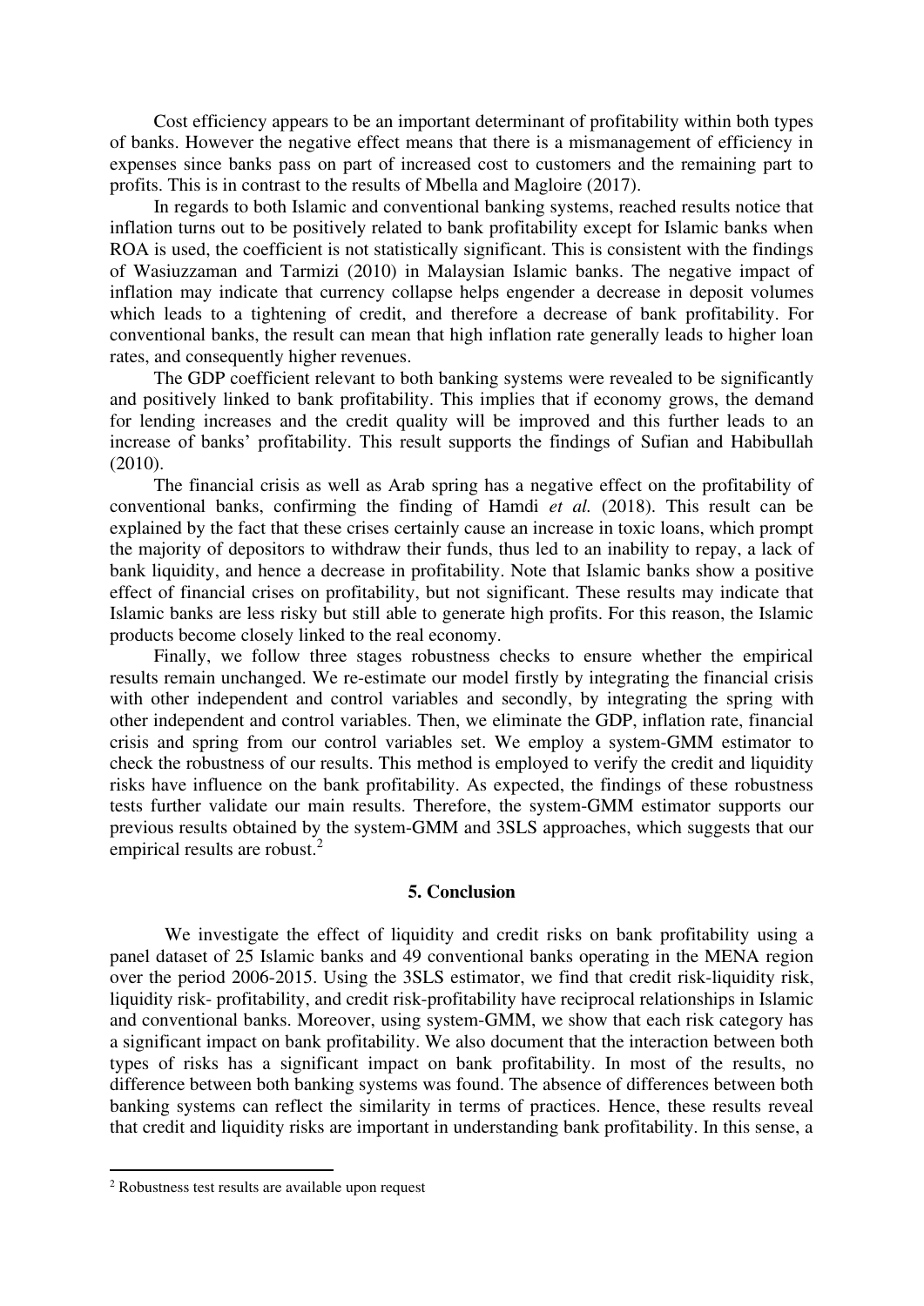Cost efficiency appears to be an important determinant of profitability within both types of banks. However the negative effect means that there is a mismanagement of efficiency in expenses since banks pass on part of increased cost to customers and the remaining part to profits. This is in contrast to the results of Mbella and Magloire (2017).

In regards to both Islamic and conventional banking systems, reached results notice that inflation turns out to be positively related to bank profitability except for Islamic banks when ROA is used, the coefficient is not statistically significant. This is consistent with the findings of Wasiuzzaman and Tarmizi (2010) in Malaysian Islamic banks. The negative impact of inflation may indicate that currency collapse helps engender a decrease in deposit volumes which leads to a tightening of credit, and therefore a decrease of bank profitability. For conventional banks, the result can mean that high inflation rate generally leads to higher loan rates, and consequently higher revenues.

The GDP coefficient relevant to both banking systems were revealed to be significantly and positively linked to bank profitability. This implies that if economy grows, the demand for lending increases and the credit quality will be improved and this further leads to an increase of banks' profitability. This result supports the findings of Sufian and Habibullah (2010).

The financial crisis as well as Arab spring has a negative effect on the profitability of conventional banks, confirming the finding of Hamdi *et al.* (2018). This result can be explained by the fact that these crises certainly cause an increase in toxic loans, which prompt the majority of depositors to withdraw their funds, thus led to an inability to repay, a lack of bank liquidity, and hence a decrease in profitability. Note that Islamic banks show a positive effect of financial crises on profitability, but not significant. These results may indicate that Islamic banks are less risky but still able to generate high profits. For this reason, the Islamic products become closely linked to the real economy.

Finally, we follow three stages robustness checks to ensure whether the empirical results remain unchanged. We re-estimate our model firstly by integrating the financial crisis with other independent and control variables and secondly, by integrating the spring with other independent and control variables. Then, we eliminate the GDP, inflation rate, financial crisis and spring from our control variables set. We employ a system-GMM estimator to check the robustness of our results. This method is employed to verify the credit and liquidity risks have influence on the bank profitability. As expected, the findings of these robustness tests further validate our main results. Therefore, the system-GMM estimator supports our previous results obtained by the system-GMM and 3SLS approaches, which suggests that our empirical results are robust.[2]

## 5. Conclusion

We investigate the effect of liquidity and credit risks on bank profitability using a panel dataset of 25 Islamic banks and 49 conventional banks operating in the MENA region over the period 2006-2015. Using the 3SLS estimator, we find that credit risk-liquidity risk, liquidity risk- profitability, and credit risk-profitability have reciprocal relationships in Islamic and conventional banks. Moreover, using system-GMM, we show that each risk category has a significant impact on bank profitability. We also document that the interaction between both types of risks has a significant impact on bank profitability. In most of the results, no difference between both banking systems was found. The absence of differences between both banking systems can reflect the similarity in terms of practices. Hence, these results reveal that credit and liquidity risks are important in understanding bank profitability. In this sense, a

[2] Robustness test results are available upon request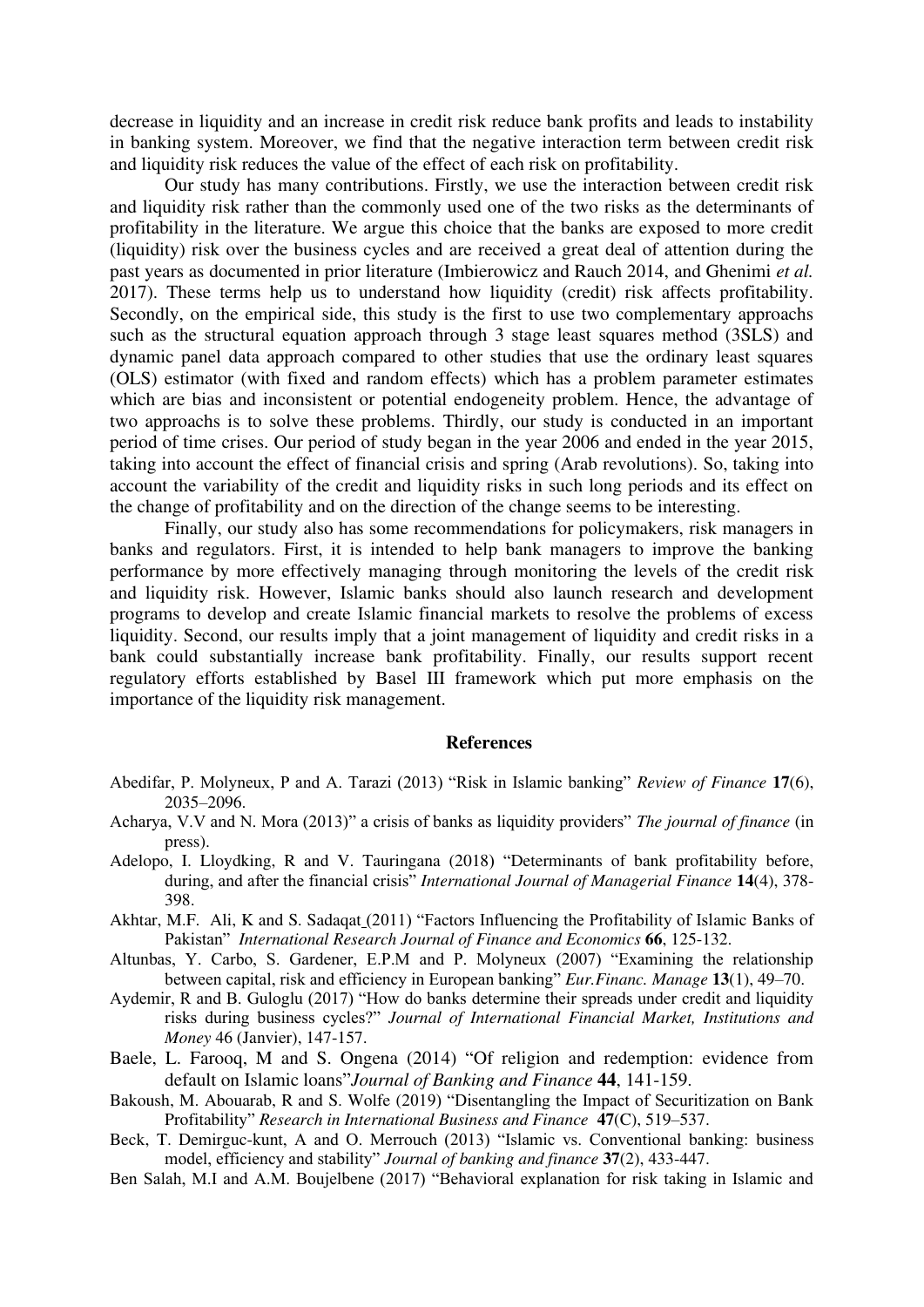decrease in liquidity and an increase in credit risk reduce bank profits and leads to instability in banking system. Moreover, we find that the negative interaction term between credit risk and liquidity risk reduces the value of the effect of each risk on profitability.

Our study has many contributions. Firstly, we use the interaction between credit risk and liquidity risk rather than the commonly used one of the two risks as the determinants of profitability in the literature. We argue this choice that the banks are exposed to more credit (liquidity) risk over the business cycles and are received a great deal of attention during the past years as documented in prior literature (Imbierowicz and Rauch 2014, and Ghenimi *et al.* 2017). These terms help us to understand how liquidity (credit) risk affects profitability. Secondly, on the empirical side, this study is the first to use two complementary approachs such as the structural equation approach through 3 stage least squares method (3SLS) and dynamic panel data approach compared to other studies that use the ordinary least squares (OLS) estimator (with fixed and random effects) which has a problem parameter estimates which are bias and inconsistent or potential endogeneity problem. Hence, the advantage of two approachs is to solve these problems. Thirdly, our study is conducted in an important period of time crises. Our period of study began in the year 2006 and ended in the year 2015, taking into account the effect of financial crisis and spring (Arab revolutions). So, taking into account the variability of the credit and liquidity risks in such long periods and its effect on the change of profitability and on the direction of the change seems to be interesting.

Finally, our study also has some recommendations for policymakers, risk managers in banks and regulators. First, it is intended to help bank managers to improve the banking performance by more effectively managing through monitoring the levels of the credit risk and liquidity risk. However, Islamic banks should also launch research and development programs to develop and create Islamic financial markets to resolve the problems of excess liquidity. Second, our results imply that a joint management of liquidity and credit risks in a bank could substantially increase bank profitability. Finally, our results support recent regulatory efforts established by Basel III framework which put more emphasis on the importance of the liquidity risk management.

## References

Abedifar, P. Molyneux, P and A. Tarazi (2013) "Risk in Islamic banking" *Review of Finance* **17**(6), 2035–2096.

Acharya, V.V and N. Mora (2013)" a crisis of banks as liquidity providers" *The journal of finance* (in press).

Adelopo, I. Lloydking, R and V. Tauringana (2018) "Determinants of bank profitability before, during, and after the financial crisis" *International Journal of Managerial Finance* **14**(4), 378-398.

Akhtar, M.F. Ali, K and S. Sadaqat (2011) "Factors Influencing the Profitability of Islamic Banks of Pakistan" *International Research Journal of Finance and Economics* **66**, 125-132.

Altunbas, Y. Carbo, S. Gardener, E.P.M and P. Molyneux (2007) "Examining the relationship between capital, risk and efficiency in European banking" *Eur.Financ. Manage* **13**(1), 49–70.

Aydemir, R and B. Guloglu (2017) "How do banks determine their spreads under credit and liquidity risks during business cycles?" *Journal of International Financial Market, Institutions and Money* 46 (Janvier), 147-157.

Baele, L. Farooq, M and S. Ongena (2014) "Of religion and redemption: evidence from default on Islamic loans"*Journal of Banking and Finance* **44**, 141-159.

Bakoush, M. Abouarab, R and S. Wolfe (2019) "Disentangling the Impact of Securitization on Bank Profitability" *Research in International Business and Finance* **47**(C), 519–537.

Beck, T. Demirguc-kunt, A and O. Merrouch (2013) "Islamic vs. Conventional banking: business model, efficiency and stability" *Journal of banking and finance* **37**(2), 433-447.

Ben Salah, M.I and A.M. Boujelbene (2017) "Behavioral explanation for risk taking in Islamic and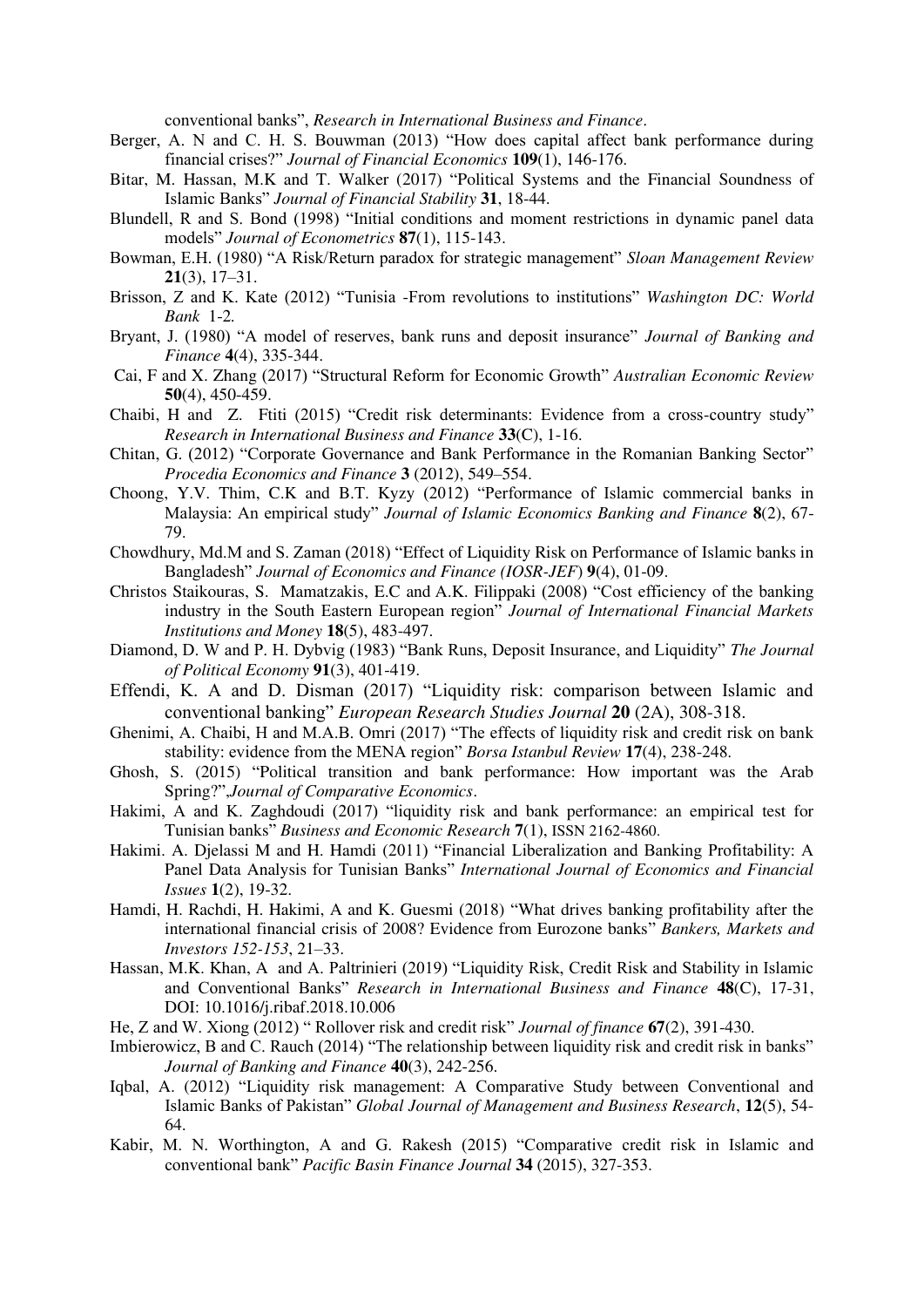conventional banks", *Research in International Business and Finance*.

Berger, A. N and C. H. S. Bouwman (2013) "How does capital affect bank performance during financial crises?" *Journal of Financial Economics* **109**(1), 146-176.

Bitar, M. Hassan, M.K and T. Walker (2017) "Political Systems and the Financial Soundness of Islamic Banks" *Journal of Financial Stability* **31**, 18-44.

Blundell, R and S. Bond (1998) "Initial conditions and moment restrictions in dynamic panel data models" *Journal of Econometrics* **87**(1), 115-143.

Bowman, E.H. (1980) "A Risk/Return paradox for strategic management" *Sloan Management Review* **21**(3), 17–31.

Brisson, Z and K. Kate (2012) "Tunisia -From revolutions to institutions" *Washington DC: World Bank* 1-2.

Bryant, J. (1980) "A model of reserves, bank runs and deposit insurance" *Journal of Banking and Finance* **4**(4), 335-344.

Cai, F and X. Zhang (2017) "Structural Reform for Economic Growth" *Australian Economic Review* **50**(4), 450-459.

Chaibi, H and Z. Ftiti (2015) "Credit risk determinants: Evidence from a cross-country study" *Research in International Business and Finance* **33**(C), 1-16.

Chitan, G. (2012) "Corporate Governance and Bank Performance in the Romanian Banking Sector" *Procedia Economics and Finance* **3** (2012), 549–554.

Choong, Y.V. Thim, C.K and B.T. Kyzy (2012) "Performance of Islamic commercial banks in Malaysia: An empirical study" *Journal of Islamic Economics Banking and Finance* **8**(2), 67-79.

Chowdhury, Md.M and S. Zaman (2018) "Effect of Liquidity Risk on Performance of Islamic banks in Bangladesh" *Journal of Economics and Finance (IOSR-JEF)* **9**(4), 01-09.

Christos Staikouras, S. Mamatzakis, E.C and A.K. Filippaki (2008) "Cost efficiency of the banking industry in the South Eastern European region" *Journal of International Financial Markets Institutions and Money* **18**(5), 483-497.

Diamond, D. W and P. H. Dybvig (1983) "Bank Runs, Deposit Insurance, and Liquidity" *The Journal of Political Economy* **91**(3), 401-419.

Effendi, K. A and D. Disman (2017) "Liquidity risk: comparison between Islamic and conventional banking" *European Research Studies Journal* **20** (2A), 308-318.

Ghenimi, A. Chaibi, H and M.A.B. Omri (2017) "The effects of liquidity risk and credit risk on bank stability: evidence from the MENA region" *Borsa Istanbul Review* **17**(4), 238-248.

Ghosh, S. (2015) "Political transition and bank performance: How important was the Arab Spring?",*Journal of Comparative Economics*.

Hakimi, A and K. Zaghdoudi (2017) "liquidity risk and bank performance: an empirical test for Tunisian banks" *Business and Economic Research* **7**(1), ISSN 2162-4860.

Hakimi. A. Djelassi M and H. Hamdi (2011) "Financial Liberalization and Banking Profitability: A Panel Data Analysis for Tunisian Banks" *International Journal of Economics and Financial Issues* **1**(2), 19-32.

Hamdi, H. Rachdi, H. Hakimi, A and K. Guesmi (2018) "What drives banking profitability after the international financial crisis of 2008? Evidence from Eurozone banks" *Bankers, Markets and Investors 152-153*, 21–33.

Hassan, M.K. Khan, A and A. Paltrinieri (2019) "Liquidity Risk, Credit Risk and Stability in Islamic and Conventional Banks" *Research in International Business and Finance* **48**(C), 17-31, DOI: 10.1016/j.ribaf.2018.10.006

He, Z and W. Xiong (2012) " Rollover risk and credit risk" *Journal of finance* **67**(2), 391-430.

Imbierowicz, B and C. Rauch (2014) "The relationship between liquidity risk and credit risk in banks" *Journal of Banking and Finance* **40**(3), 242-256.

Iqbal, A. (2012) "Liquidity risk management: A Comparative Study between Conventional and Islamic Banks of Pakistan" *Global Journal of Management and Business Research*, **12**(5), 54-64.

Kabir, M. N. Worthington, A and G. Rakesh (2015) "Comparative credit risk in Islamic and conventional bank" *Pacific Basin Finance Journal* **34** (2015), 327-353.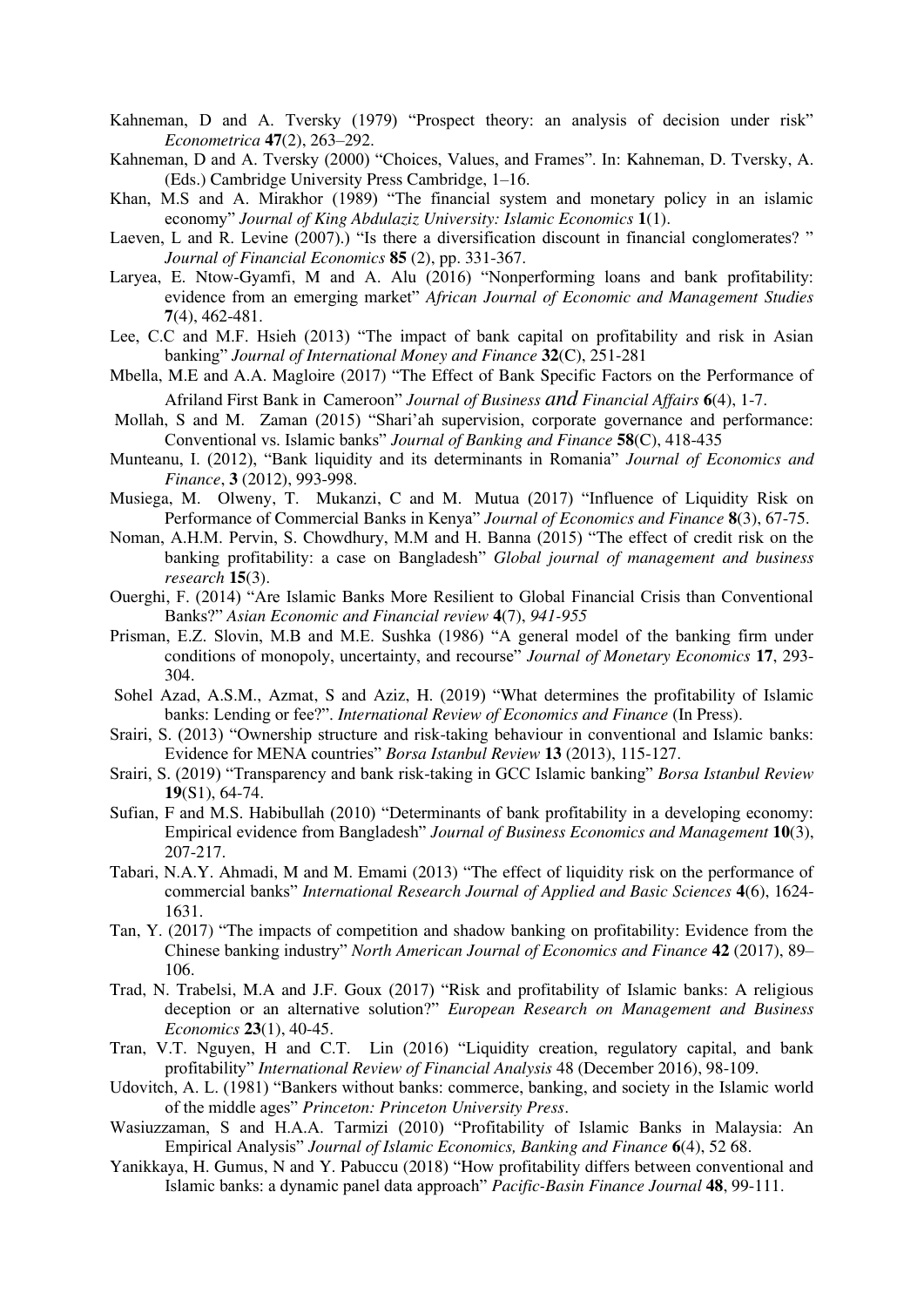Kahneman, D and A. Tversky (1979) "Prospect theory: an analysis of decision under risk" *Econometrica* **47**(2), 263–292.

Kahneman, D and A. Tversky (2000) "Choices, Values, and Frames". In: Kahneman, D. Tversky, A. (Eds.) Cambridge University Press Cambridge, 1–16.

Khan, M.S and A. Mirakhor (1989) "The financial system and monetary policy in an islamic economy" *Journal of King Abdulaziz University: Islamic Economics* **1**(1).

Laeven, L and R. Levine (2007).) "Is there a diversification discount in financial conglomerates? " *Journal of Financial Economics* **85** (2), pp. 331-367.

Laryea, E. Ntow-Gyamfi, M and A. Alu (2016) "Nonperforming loans and bank profitability: evidence from an emerging market" *African Journal of Economic and Management Studies* **7**(4), 462-481.

Lee, C.C and M.F. Hsieh (2013) "The impact of bank capital on profitability and risk in Asian banking" *Journal of International Money and Finance* **32**(C), 251-281

Mbella, M.E and A.A. Magloire (2017) "The Effect of Bank Specific Factors on the Performance of Afriland First Bank in Cameroon" *Journal of Business and Financial Affairs* **6**(4), 1-7.

Mollah, S and M. Zaman (2015) "Shari'ah supervision, corporate governance and performance: Conventional vs. Islamic banks" *Journal of Banking and Finance* **58**(C), 418-435

Munteanu, I. (2012), "Bank liquidity and its determinants in Romania" *Journal of Economics and Finance*, **3** (2012), 993-998.

Musiega, M. Olweny, T. Mukanzi, C and M. Mutua (2017) "Influence of Liquidity Risk on Performance of Commercial Banks in Kenya" *Journal of Economics and Finance* **8**(3), 67-75.

Noman, A.H.M. Pervin, S. Chowdhury, M.M and H. Banna (2015) "The effect of credit risk on the banking profitability: a case on Bangladesh" *Global journal of management and business research* **15**(3).

Ouerghi, F. (2014) "Are Islamic Banks More Resilient to Global Financial Crisis than Conventional Banks?" *Asian Economic and Financial review* **4**(7), *941-955*

Prisman, E.Z. Slovin, M.B and M.E. Sushka (1986) "A general model of the banking firm under conditions of monopoly, uncertainty, and recourse" *Journal of Monetary Economics* **17**, 293-304.

Sohel Azad, A.S.M., Azmat, S and Aziz, H. (2019) "What determines the profitability of Islamic banks: Lending or fee?". *International Review of Economics and Finance* (In Press).

Srairi, S. (2013) "Ownership structure and risk-taking behaviour in conventional and Islamic banks: Evidence for MENA countries" *Borsa Istanbul Review* **13** (2013), 115-127.

Srairi, S. (2019) "Transparency and bank risk-taking in GCC Islamic banking" *Borsa Istanbul Review* **19**(S1), 64-74.

Sufian, F and M.S. Habibullah (2010) "Determinants of bank profitability in a developing economy: Empirical evidence from Bangladesh" *Journal of Business Economics and Management* **10**(3), 207-217.

Tabari, N.A.Y. Ahmadi, M and M. Emami (2013) "The effect of liquidity risk on the performance of commercial banks" *International Research Journal of Applied and Basic Sciences* **4**(6), 1624-1631.

Tan, Y. (2017) "The impacts of competition and shadow banking on profitability: Evidence from the Chinese banking industry" *North American Journal of Economics and Finance* **42** (2017), 89–106.

Trad, N. Trabelsi, M.A and J.F. Goux (2017) "Risk and profitability of Islamic banks: A religious deception or an alternative solution?" *European Research on Management and Business Economics* **23**(1), 40-45.

Tran, V.T. Nguyen, H and C.T. Lin (2016) "Liquidity creation, regulatory capital, and bank profitability" *International Review of Financial Analysis* 48 (December 2016), 98-109.

Udovitch, A. L. (1981) "Bankers without banks: commerce, banking, and society in the Islamic world of the middle ages" *Princeton: Princeton University Press*.

Wasiuzzaman, S and H.A.A. Tarmizi (2010) "Profitability of Islamic Banks in Malaysia: An Empirical Analysis" *Journal of Islamic Economics, Banking and Finance* **6**(4), 52 68.

Yanikkaya, H. Gumus, N and Y. Pabuccu (2018) "How profitability differs between conventional and Islamic banks: a dynamic panel data approach" *Pacific-Basin Finance Journal* **48**, 99-111.